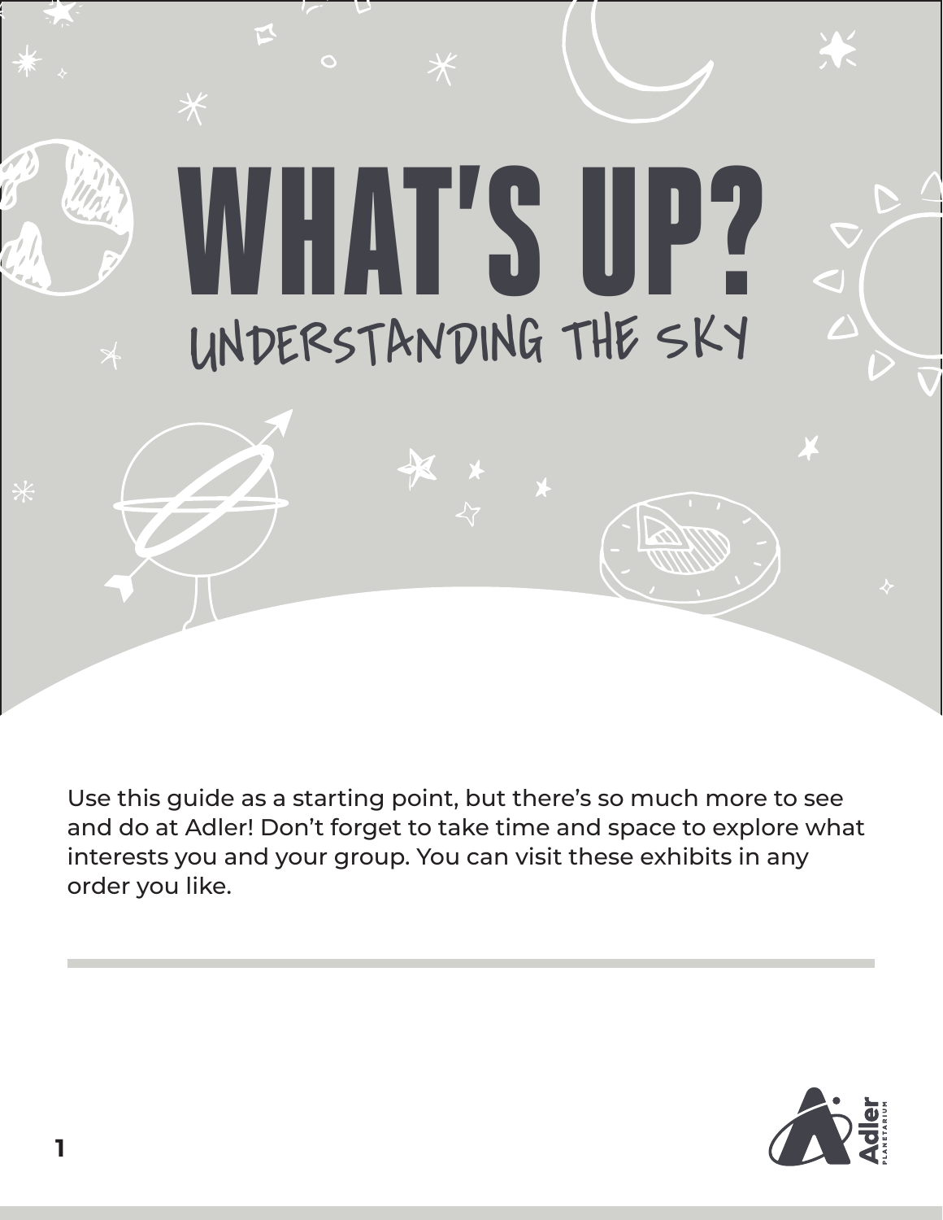# WHAT'S UP?

## UNDERSTANDING THE SKY

Use this guide as a starting point, but there's so much more to see and do at Adler! Don't forget to take time and space to explore what interests you and your group. You can visit these exhibits in any order you like.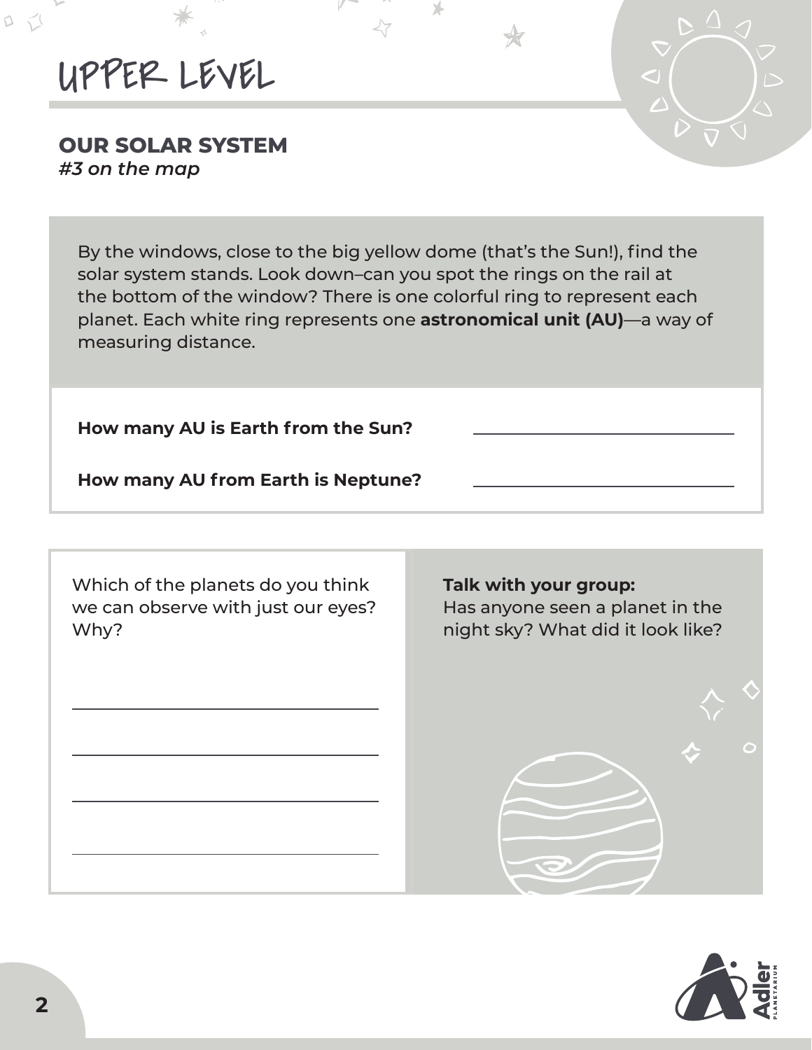# UPPER LEVEL

## OUR SOLAR SYSTEM

*#3 on the map*

By the windows, close to the big yellow dome (that's the Sun!), find the solar system stands. Look down–can you spot the rings on the rail at the bottom of the window? There is one colorful ring to represent each planet. Each white ring represents one **astronomical unit (AU)**—a way of measuring distance.

**How many AU is Earth from the Sun?** ______________________

**How many AU from Earth is Neptune?** ______________________

Which of the planets do you think we can observe with just our eyes? Why?

______________________

______________________

______________________

______________________

**Talk with your group:**
Has anyone seen a planet in the night sky? What did it look like?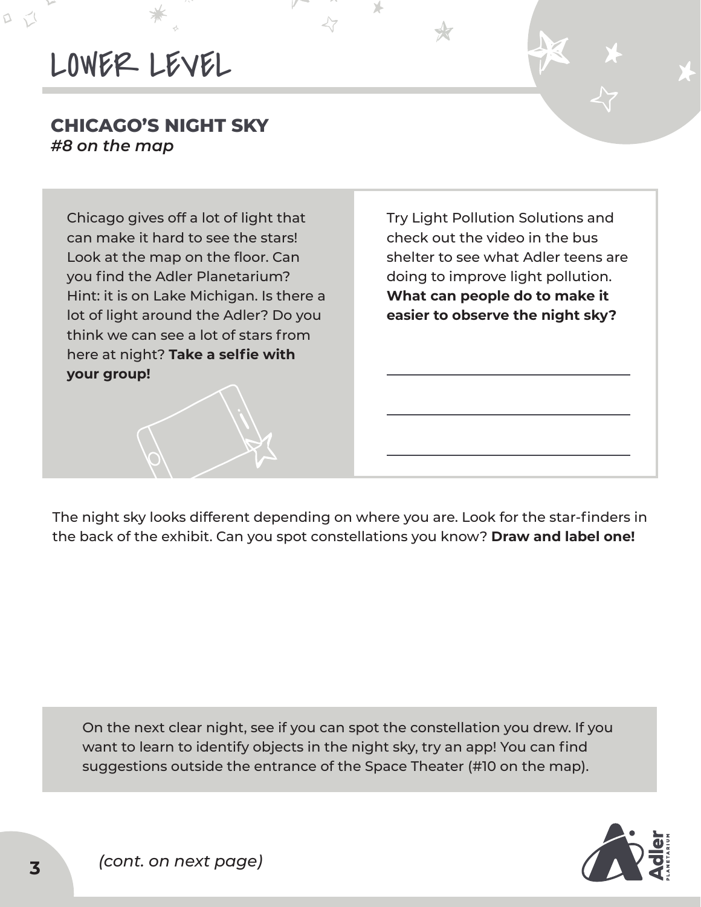# LOWER LEVEL

## CHICAGO'S NIGHT SKY

*#8 on the map*

Chicago gives off a lot of light that can make it hard to see the stars! Look at the map on the floor. Can you find the Adler Planetarium? Hint: it is on Lake Michigan. Is there a lot of light around the Adler? Do you think we can see a lot of stars from here at night? **Take a selfie with your group!**

Try Light Pollution Solutions and check out the video in the bus shelter to see what Adler teens are doing to improve light pollution. **What can people do to make it easier to observe the night sky?**

\_\_\_\_\_\_\_\_\_\_\_\_\_\_\_\_\_\_\_\_\_\_\_\_\_\_\_\_\_\_\_\_

\_\_\_\_\_\_\_\_\_\_\_\_\_\_\_\_\_\_\_\_\_\_\_\_\_\_\_\_\_\_\_\_

\_\_\_\_\_\_\_\_\_\_\_\_\_\_\_\_\_\_\_\_\_\_\_\_\_\_\_\_\_\_\_\_

The night sky looks different depending on where you are. Look for the star-finders in the back of the exhibit. Can you spot constellations you know? **Draw and label one!**

On the next clear night, see if you can spot the constellation you drew. If you want to learn to identify objects in the night sky, try an app! You can find suggestions outside the entrance of the Space Theater (#10 on the map).

*(cont. on next page)*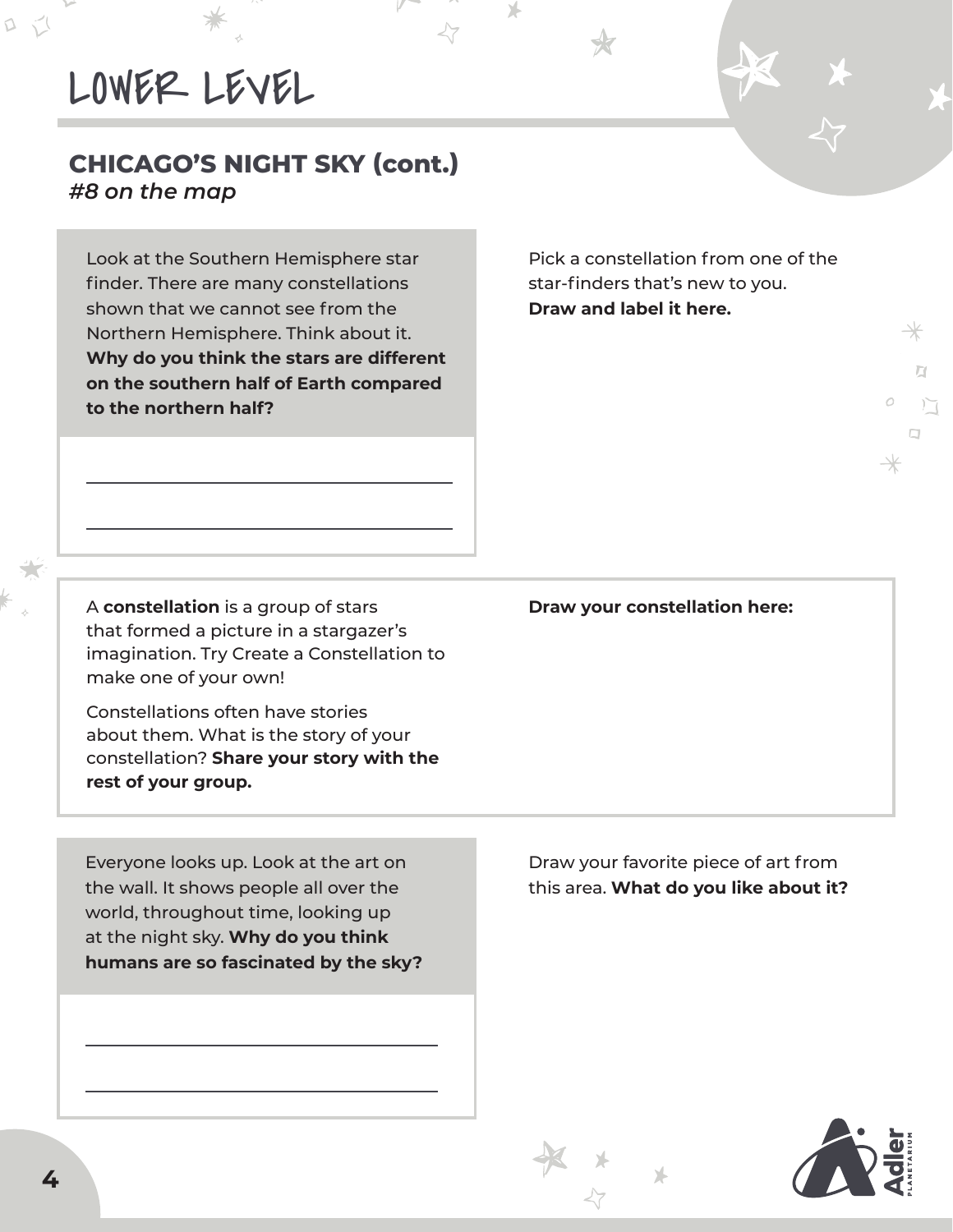# LOWER LEVEL

## CHICAGO'S NIGHT SKY (cont.)

*#8 on the map*

Look at the Southern Hemisphere star finder. There are many constellations shown that we cannot see from the Northern Hemisphere. Think about it. **Why do you think the stars are different on the southern half of Earth compared to the northern half?**

\_\_\_\_\_\_\_\_\_\_\_\_\_\_\_\_\_\_\_\_\_\_\_\_\_\_\_\_\_\_\_\_\_\_\_\_

\_\_\_\_\_\_\_\_\_\_\_\_\_\_\_\_\_\_\_\_\_\_\_\_\_\_\_\_\_\_\_\_\_\_\_\_

Pick a constellation from one of the star-finders that's new to you. **Draw and label it here.**

A **constellation** is a group of stars that formed a picture in a stargazer's imagination. Try Create a Constellation to make one of your own!

Constellations often have stories about them. What is the story of your constellation? **Share your story with the rest of your group.**

**Draw your constellation here:**

Everyone looks up. Look at the art on the wall. It shows people all over the world, throughout time, looking up at the night sky. **Why do you think humans are so fascinated by the sky?**

\_\_\_\_\_\_\_\_\_\_\_\_\_\_\_\_\_\_\_\_\_\_\_\_\_\_\_\_\_\_\_\_\_\_\_\_

\_\_\_\_\_\_\_\_\_\_\_\_\_\_\_\_\_\_\_\_\_\_\_\_\_\_\_\_\_\_\_\_\_\_\_\_

Draw your favorite piece of art from this area. **What do you like about it?**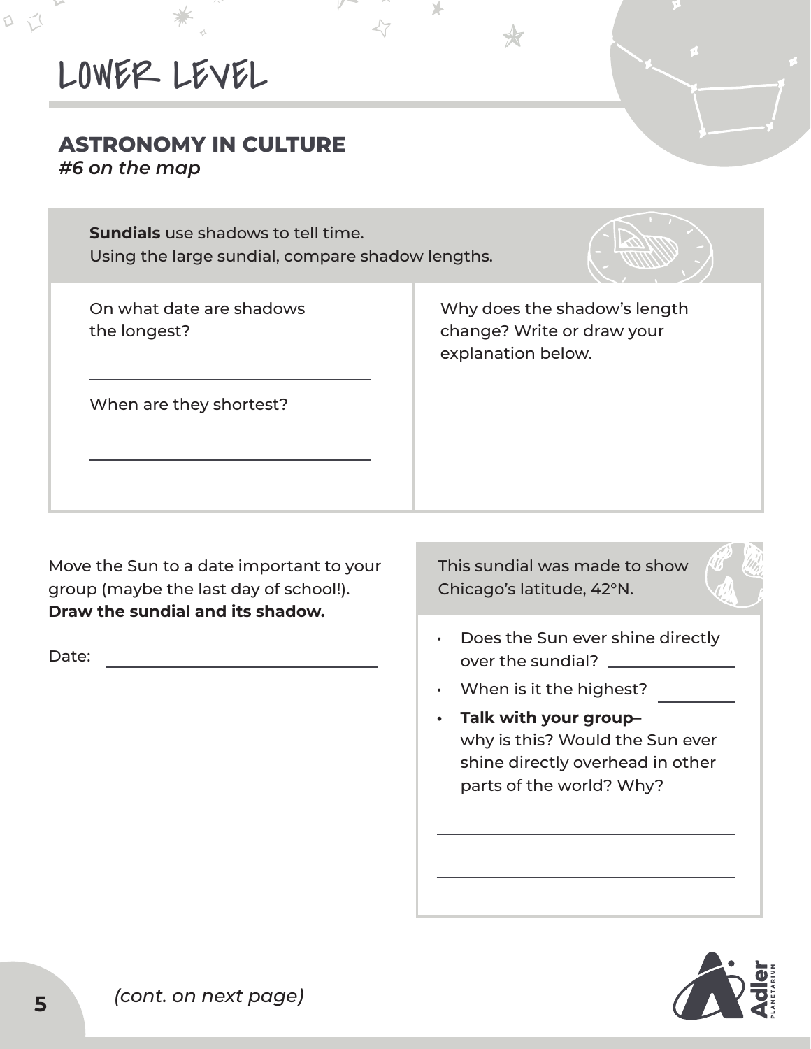# LOWER LEVEL

## ASTRONOMY IN CULTURE

*#6 on the map*

**Sundials** use shadows to tell time.
Using the large sundial, compare shadow lengths.

On what date are shadows the longest?

\_\_\_\_\_\_\_\_\_\_\_\_\_\_\_\_\_\_\_\_\_\_\_\_\_\_\_\_\_\_

When are they shortest?

\_\_\_\_\_\_\_\_\_\_\_\_\_\_\_\_\_\_\_\_\_\_\_\_\_\_\_\_\_\_

Why does the shadow's length change? Write or draw your explanation below.

Move the Sun to a date important to your group (maybe the last day of school!). **Draw the sundial and its shadow.**

Date: \_\_\_\_\_\_\_\_\_\_\_\_\_\_\_\_\_\_\_\_\_\_\_\_\_\_\_\_\_\_

This sundial was made to show Chicago's latitude, 42°N.

- Does the Sun ever shine directly over the sundial? \_\_\_\_\_\_\_\_\_\_\_\_\_\_\_
- When is it the highest? \_\_\_\_\_\_\_\_\_\_\_\_
- **Talk with your group–** why is this? Would the Sun ever shine directly overhead in other parts of the world? Why?

\_\_\_\_\_\_\_\_\_\_\_\_\_\_\_\_\_\_\_\_\_\_\_\_\_\_\_\_\_\_

\_\_\_\_\_\_\_\_\_\_\_\_\_\_\_\_\_\_\_\_\_\_\_\_\_\_\_\_\_\_

*(cont. on next page)*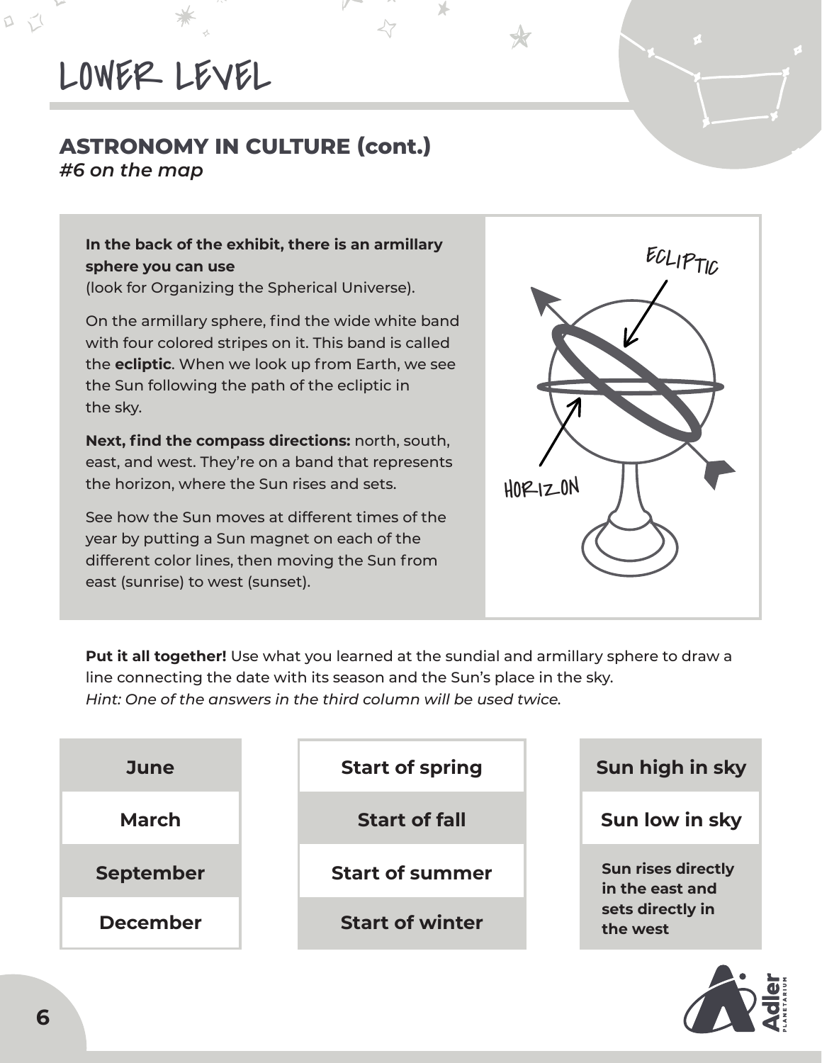# LOWER LEVEL

## ASTRONOMY IN CULTURE (cont.)

*#6 on the map*

**In the back of the exhibit, there is an armillary sphere you can use** (look for Organizing the Spherical Universe).

On the armillary sphere, find the wide white band with four colored stripes on it. This band is called the **ecliptic**. When we look up from Earth, we see the Sun following the path of the ecliptic in the sky.

**Next, find the compass directions:** north, south, east, and west. They're on a band that represents the horizon, where the Sun rises and sets.

See how the Sun moves at different times of the year by putting a Sun magnet on each of the different color lines, then moving the Sun from east (sunrise) to west (sunset).

ECLIPTIC

HORIZON

**Put it all together!** Use what you learned at the sundial and armillary sphere to draw a line connecting the date with its season and the Sun's place in the sky.
*Hint: One of the answers in the third column will be used twice.*

| | | |
|---|---|---|
| **June** | **Start of spring** | **Sun high in sky** |
| **March** | **Start of fall** | **Sun low in sky** |
| **September** | **Start of summer** | **Sun rises directly in the east and sets directly in the west** |
| **December** | **Start of winter** | |